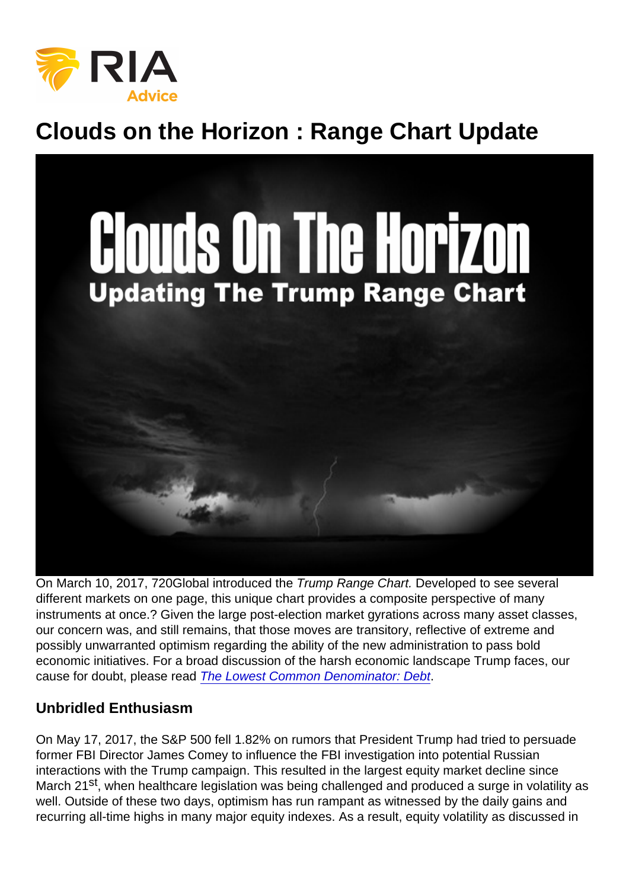# Clouds on the Horizon : Range Chart Update

On March 10, 2017, 720Global introduced the *Trump Range Chart.* Developed to see several different markets on one page, this unique chart provides a composite perspective of many instruments at once.? Given the large post-election market gyrations across many asset classes, our concern was, and still remains, that those moves are transitory, reflective of extreme and possibly unwarranted optimism regarding the ability of the new administration to pass bold economic initiatives. For a broad discussion of the harsh economic landscape Trump faces, our cause for doubt, please read *The Lowest Common Denominator: Debt*.

## Unbridled Enthusiasm

On May 17, 2017, the S&P 500 fell 1.82% on rumors that President Trump had tried to persuade former FBI Director James Comey to influence the FBI investigation into potential Russian interactions with the Trump campaign. This resulted in the largest equity market decline since March 21st, when healthcare legislation was being challenged and produced a surge in volatility as well. Outside of these two days, optimism has run rampant as witnessed by the daily gains and recurring all-time highs in many major equity indexes. As a result, equity volatility as discussed in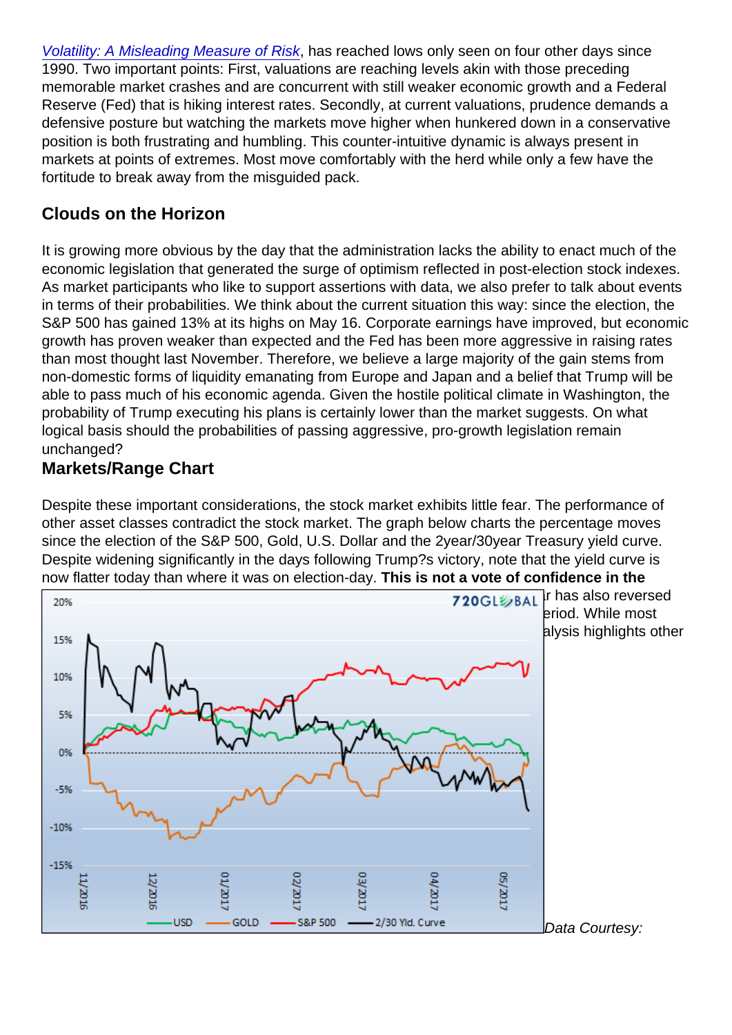[Volatility: A Misleading Measure of Risk](), has reached lows only seen on four other days since 1990. Two important points: First, valuations are reaching levels akin with those preceding memorable market crashes and are concurrent with still weaker economic growth and a Federal Reserve (Fed) that is hiking interest rates. Secondly, at current valuations, prudence demands a defensive posture but watching the markets move higher when hunkered down in a conservative position is both frustrating and humbling. This counter-intuitive dynamic is always present in markets at points of extremes. Most move comfortably with the herd while only a few have the fortitude to break away from the misguided pack.

## Clouds on the Horizon

It is growing more obvious by the day that the administration lacks the ability to enact much of the economic legislation that generated the surge of optimism reflected in post-election stock indexes. As market participants who like to support assertions with data, we also prefer to talk about events in terms of their probabilities. We think about the current situation this way: since the election, the S&P 500 has gained 13% at its highs on May 16. Corporate earnings have improved, but economic growth has proven weaker than expected and the Fed has been more aggressive in raising rates than most thought last November. Therefore, we believe a large majority of the gain stems from non-domestic forms of liquidity emanating from Europe and Japan and a belief that Trump will be able to pass much of his economic agenda. Given the hostile political climate in Washington, the probability of Trump executing his plans is certainly lower than the market suggests. On what logical basis should the probabilities of passing aggressive, pro-growth legislation remain unchanged?

## Markets/Range Chart

Despite these important considerations, the stock market exhibits little fear. The performance of other asset classes contradict the stock market. The graph below charts the percentage moves since the election of the S&P 500, Gold, U.S. Dollar and the 2year/30year Treasury yield curve. Despite widening significantly in the days following Trump?s victory, note that the yield curve is now flatter today than where it was on election-day. **This is not a vote of confidence in the**

r has also reversed

eriod. While most

alysis highlights other

*Data Courtesy:*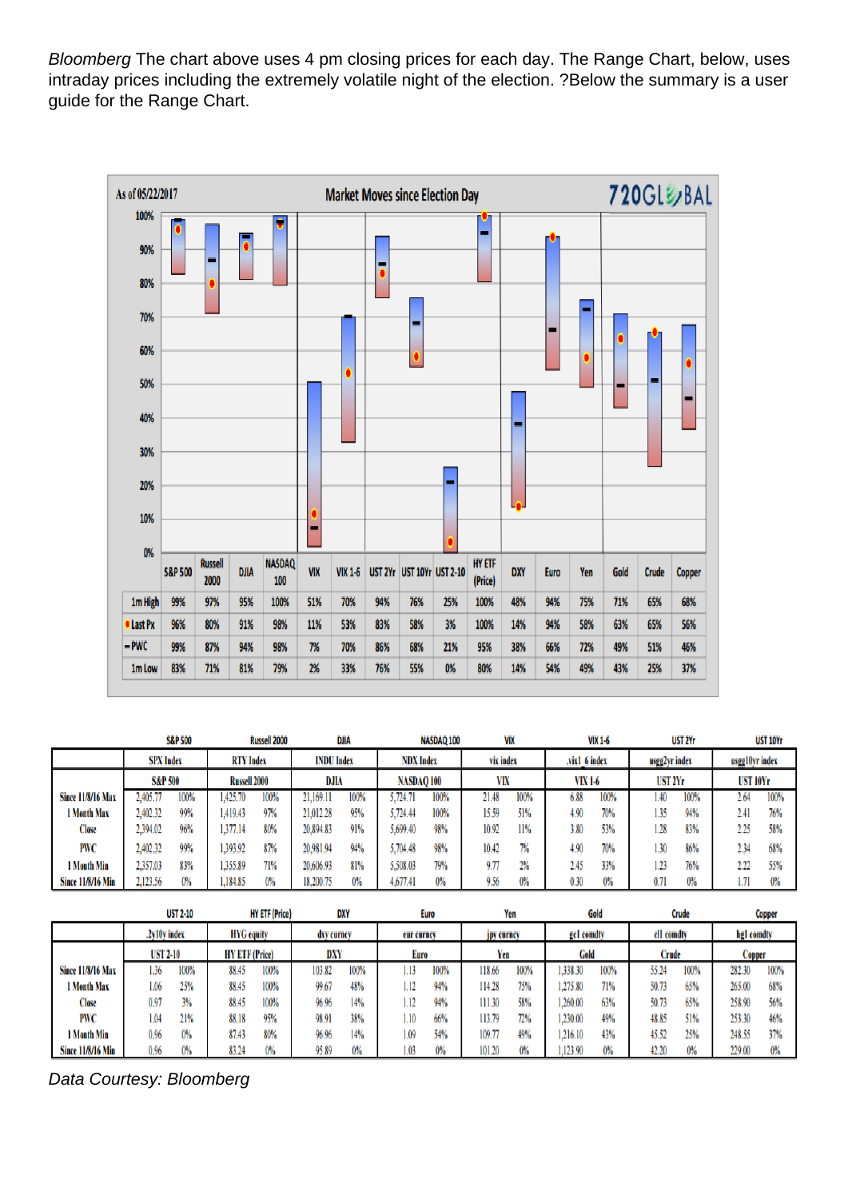*Bloomberg* The chart above uses 4 pm closing prices for each day. The Range Chart, below, uses intraday prices including the extremely volatile night of the election. ?Below the summary is a user guide for the Range Chart.

As of 05/22/2017 — Market Moves since Election Day — 720GLOBAL

| | S&P 500 | Russell 2000 | DJIA | NASDAQ 100 | VIX | VIX 1-6 | UST 2Yr | UST 10Yr | UST 2-10 | HY ETF (Price) | DXY | Euro | Yen | Gold | Crude | Copper |
|---|---|---|---|---|---|---|---|---|---|---|---|---|---|---|---|---|
| 1m High | 99% | 97% | 95% | 100% | 51% | 70% | 94% | 76% | 25% | 100% | 48% | 94% | 75% | 71% | 65% | 68% |
| Last Px | 96% | 80% | 91% | 98% | 11% | 53% | 83% | 58% | 3% | 100% | 14% | 94% | 58% | 63% | 65% | 56% |
| PWC | 99% | 87% | 94% | 98% | 7% | 70% | 86% | 68% | 21% | 95% | 38% | 66% | 72% | 49% | 51% | 46% |
| 1m Low | 83% | 71% | 81% | 79% | 2% | 33% | 76% | 55% | 0% | 80% | 14% | 54% | 49% | 43% | 25% | 37% |

| | S&P 500 | | Russell 2000 | | DJIA | | NASDAQ 100 | | VIX | | VIX 1-6 | | UST 2Yr | | UST 10Yr | |
|---|---|---|---|---|---|---|---|---|---|---|---|---|---|---|---|---|
| | SPX Index | | RTY Index | | INDU Index | | NDX Index | | vix index | | .vix1_6 index | | usgg2yr index | | usgg10yr index | |
| | S&P 500 | | Russell 2000 | | DJIA | | NASDAQ 100 | | VIX | | VIX 1-6 | | UST 2Yr | | UST 10Yr | |
| Since 11/8/16 Max | 2,405.77 | 100% | 1,425.70 | 100% | 21,169.11 | 100% | 5,724.71 | 100% | 21.48 | 100% | 6.88 | 100% | 1.40 | 100% | 2.64 | 100% |
| 1 Month Max | 2,402.32 | 99% | 1,419.43 | 97% | 21,012.28 | 95% | 5,724.44 | 100% | 15.59 | 51% | 4.90 | 70% | 1.35 | 94% | 2.41 | 76% |
| Close | 2,394.02 | 96% | 1,377.14 | 80% | 20,894.83 | 91% | 5,699.40 | 98% | 10.92 | 11% | 3.80 | 53% | 1.28 | 83% | 2.25 | 58% |
| PWC | 2,402.32 | 99% | 1,393.92 | 87% | 20,981.94 | 94% | 5,704.48 | 98% | 10.42 | 7% | 4.90 | 70% | 1.30 | 86% | 2.34 | 68% |
| 1 Month Min | 2,357.03 | 83% | 1,355.89 | 71% | 20,606.93 | 81% | 5,508.03 | 79% | 9.77 | 2% | 2.45 | 33% | 1.23 | 76% | 2.22 | 55% |
| Since 11/8/16 Min | 2,123.56 | 0% | 1,184.85 | 0% | 18,200.75 | 0% | 4,677.41 | 0% | 9.56 | 0% | 0.30 | 0% | 0.71 | 0% | 1.71 | 0% |

| | UST 2-10 | | HY ETF (Price) | | DXY | | Euro | | Yen | | Gold | | Crude | | Copper | |
|---|---|---|---|---|---|---|---|---|---|---|---|---|---|---|---|---|
| | .2y10y index | | HYG equity | | dxy curncy | | eur curncy | | jpy curncy | | gc1 comdty | | cl1 comdty | | hg1 comdty | |
| | UST 2-10 | | HY ETF (Price) | | DXY | | Euro | | Yen | | Gold | | Crude | | Copper | |
| Since 11/8/16 Max | 1.36 | 100% | 88.45 | 100% | 103.82 | 100% | 1.13 | 100% | 118.66 | 100% | 1,338.30 | 100% | 55.24 | 100% | 282.30 | 100% |
| 1 Month Max | 1.06 | 25% | 88.45 | 100% | 99.67 | 48% | 1.12 | 94% | 114.28 | 75% | 1,275.80 | 71% | 50.73 | 65% | 265.00 | 68% |
| Close | 0.97 | 3% | 88.45 | 100% | 96.96 | 14% | 1.12 | 94% | 111.30 | 58% | 1,260.00 | 63% | 50.73 | 65% | 258.90 | 56% |
| PWC | 1.04 | 21% | 88.18 | 95% | 98.91 | 38% | 1.10 | 66% | 113.79 | 72% | 1,230.00 | 49% | 48.85 | 51% | 253.30 | 46% |
| 1 Month Min | 0.96 | 0% | 87.43 | 80% | 96.96 | 14% | 1.09 | 54% | 109.77 | 49% | 1,216.10 | 43% | 45.52 | 25% | 248.55 | 37% |
| Since 11/8/16 Min | 0.96 | 0% | 83.24 | 0% | 95.89 | 0% | 1.03 | 0% | 101.20 | 0% | 1,123.90 | 0% | 42.20 | 0% | 229.00 | 0% |

*Data Courtesy: Bloomberg*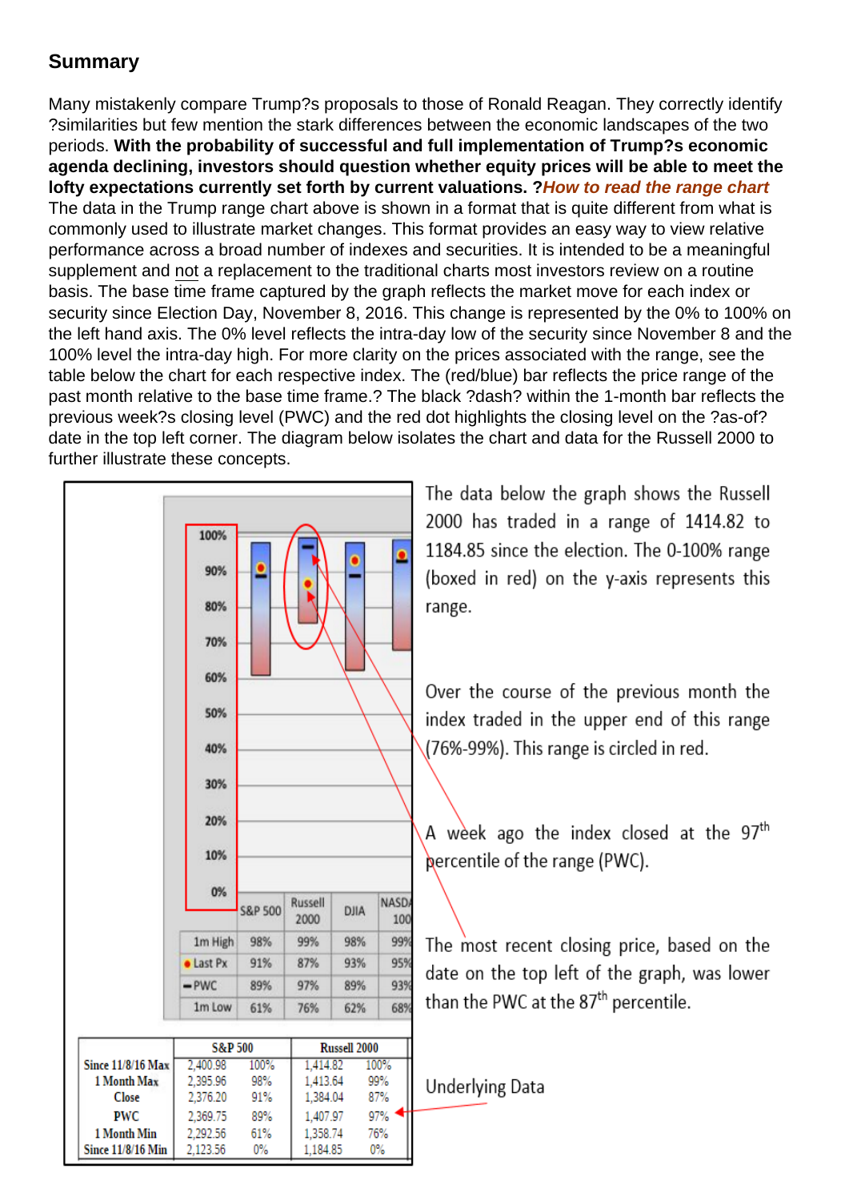## Summary

Many mistakenly compare Trump?s proposals to those of Ronald Reagan. They correctly identify ?similarities but few mention the stark differences between the economic landscapes of the two periods. **With the probability of successful and full implementation of Trump?s economic agenda declining, investors should question whether equity prices will be able to meet the lofty expectations currently set forth by current valuations. ?*How to read the range chart***
The data in the Trump range chart above is shown in a format that is quite different from what is commonly used to illustrate market changes. This format provides an easy way to view relative performance across a broad number of indexes and securities. It is intended to be a meaningful supplement and not a replacement to the traditional charts most investors review on a routine basis. The base time frame captured by the graph reflects the market move for each index or security since Election Day, November 8, 2016. This change is represented by the 0% to 100% on the left hand axis. The 0% level reflects the intra-day low of the security since November 8 and the 100% level the intra-day high. For more clarity on the prices associated with the range, see the table below the chart for each respective index. The (red/blue) bar reflects the price range of the past month relative to the base time frame.? The black ?dash? within the 1-month bar reflects the previous week?s closing level (PWC) and the red dot highlights the closing level on the ?as-of? date in the top left corner. The diagram below isolates the chart and data for the Russell 2000 to further illustrate these concepts.

100%
90%
80%
70%
60%
50%
40%
30%
20%
10%
0%

S&P 500
Russell 2000
DJIA
NASDA 100

| | S&P 500 | Russell 2000 | DJIA | NASDA 100 |
|---|---|---|---|---|
| 1m High | 98% | 99% | 98% | 99% |
| Last Px | 91% | 87% | 93% | 95% |
| PWC | 89% | 97% | 89% | 93% |
| 1m Low | 61% | 76% | 62% | 68% |

| | S&P 500 | | Russell 2000 | |
|---|---|---|---|---|
| Since 11/8/16 Max | 2,400.98 | 100% | 1,414.82 | 100% |
| 1 Month Max | 2,395.96 | 98% | 1,413.64 | 99% |
| Close | 2,376.20 | 91% | 1,384.04 | 87% |
| PWC | 2,369.75 | 89% | 1,407.97 | 97% |
| 1 Month Min | 2,292.56 | 61% | 1,358.74 | 76% |
| Since 11/8/16 Min | 2,123.56 | 0% | 1,184.85 | 0% |

The data below the graph shows the Russell 2000 has traded in a range of 1414.82 to 1184.85 since the election. The 0-100% range (boxed in red) on the y-axis represents this range.

Over the course of the previous month the index traded in the upper end of this range (76%-99%). This range is circled in red.

A week ago the index closed at the 97th percentile of the range (PWC).

The most recent closing price, based on the date on the top left of the graph, was lower than the PWC at the 87th percentile.

Underlying Data